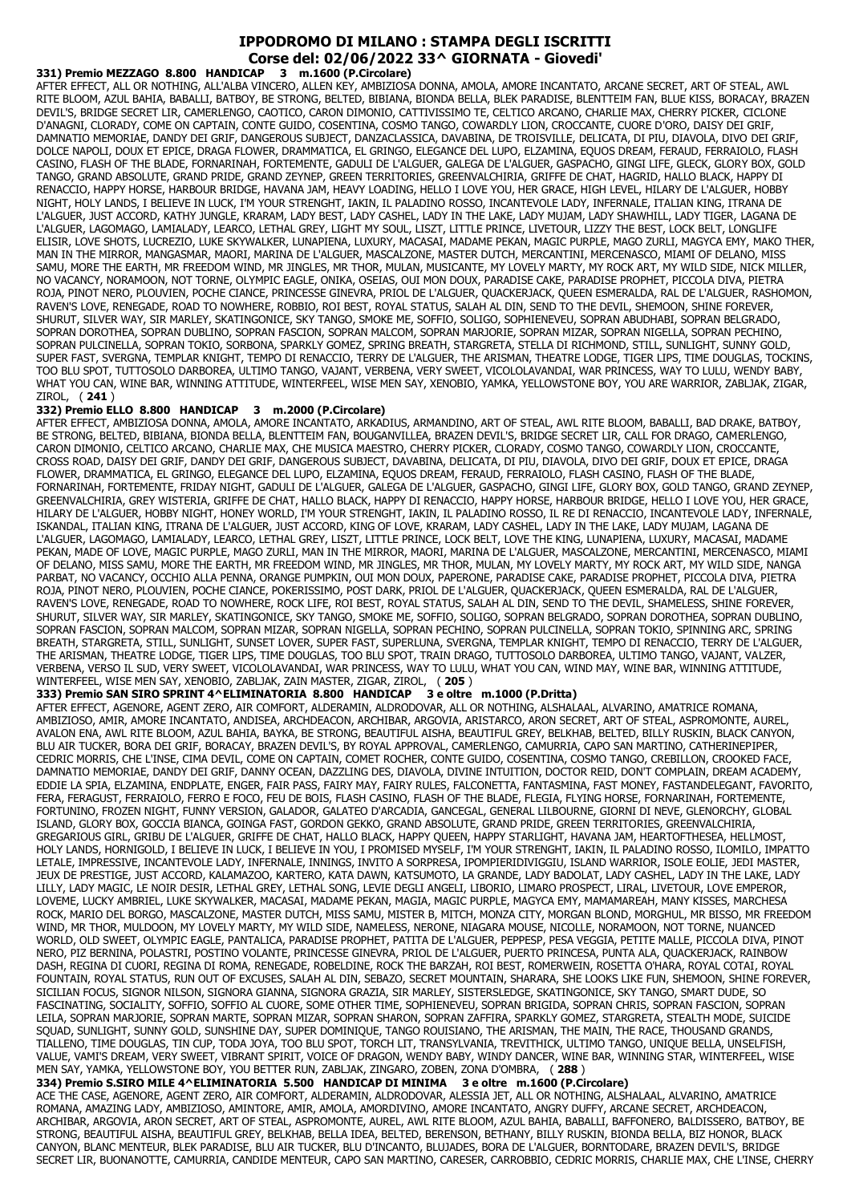# IPPODROMO DI MILANO : STAMPA DEGLI ISCRITTI

## Corse del: 02/06/2022 33^ GIORNATA - Giovedi'

**331) Premio MEZZAGO 8.800 HANDICAP 3 m.1600 (P.Circolare)**

AFTER EFFECT, ALL OR NOTHING, ALL'ALBA VINCERO, ALLEN KEY, AMBIZIOSA DONNA, AMOLA, AMORE INCANTATO, ARCANE SECRET, ART OF STEAL, AWL RITE BLOOM, AZUL BAHIA, BABALLI, BATBOY, BE STRONG, BELTED, BIBIANA, BIONDA BELLA, BLEK PARADISE, BLENTTEIM FAN, BLUE KISS, BORACAY, BRAZEN DEVIL'S, BRIDGE SECRET LIR, CAMERLENGO, CAOTICO, CARON DIMONIO, CATTIVISSIMO TE, CELTICO ARCANO, CHARLIE MAX, CHERRY PICKER, CICLONE D'ANAGNI, CLORADY, COME ON CAPTAIN, CONTE GUIDO, COSENTINA, COSMO TANGO, COWARDLY LION, CROCCANTE, CUORE D'ORO, DAISY DEI GRIF, DAMNATIO MEMORIAE, DANDY DEI GRIF, DANGEROUS SUBJECT, DANZACLASSICA, DAVABINA, DE TROISVILLE, DELICATA, DI PIU, DIAVOLA, DIVO DEI GRIF, DOLCE NAPOLI, DOUX ET EPICE, DRAGA FLOWER, DRAMMATICA, EL GRINGO, ELEGANCE DEL LUPO, ELZAMINA, EQUOS DREAM, FERAUD, FERRAIOLO, FLASH CASINO, FLASH OF THE BLADE, FORNARINAH, FORTEMENTE, GADULI DE L'ALGUER, GALEGA DE L'ALGUER, GASPACHO, GINGI LIFE, GLECK, GLORY BOX, GOLD TANGO, GRAND ABSOLUTE, GRAND PRIDE, GRAND ZEYNEP, GREEN TERRITORIES, GREENVALCHIRIA, GRIFFE DE CHAT, HAGRID, HALLO BLACK, HAPPY DI RENACCIO, HAPPY HORSE, HARBOUR BRIDGE, HAVANA JAM, HEAVY LOADING, HELLO I LOVE YOU, HER GRACE, HIGH LEVEL, HILARY DE L'ALGUER, HOBBY NIGHT, HOLY LANDS, I BELIEVE IN LUCK, I'M YOUR STRENGHT, IAKIN, IL PALADINO ROSSO, INCANTEVOLE LADY, INFERNALE, ITALIAN KING, ITRANA DE L'ALGUER, JUST ACCORD, KATHY JUNGLE, KRARAM, LADY BEST, LADY CASHEL, LADY IN THE LAKE, LADY MUJAM, LADY SHAWHILL, LADY TIGER, LAGANA DE L'ALGUER, LAGOMAGO, LAMIALADY, LEARCO, LETHAL GREY, LIGHT MY SOUL, LISZT, LITTLE PRINCE, LIVETOUR, LIZZY THE BEST, LOCK BELT, LONGLIFE ELISIR, LOVE SHOTS, LUCREZIO, LUKE SKYWALKER, LUNAPIENA, LUXURY, MACASAI, MADAME PEKAN, MAGIC PURPLE, MAGO ZURLI, MAGYCA EMY, MAKO THER, MAN IN THE MIRROR, MANGASMAR, MAORI, MARINA DE L'ALGUER, MASCALZONE, MASTER DUTCH, MERCANTINI, MERCENASCO, MIAMI OF DELANO, MISS SAMU, MORE THE EARTH, MR FREEDOM WIND, MR JINGLES, MR THOR, MULAN, MUSICANTE, MY LOVELY MARTY, MY ROCK ART, MY WILD SIDE, NICK MILLER, NO VACANCY, NORAMOON, NOT TORNE, OLYMPIC EAGLE, ONIKA, OSEIAS, OUI MON DOUX, PARADISE CAKE, PARADISE PROPHET, PICCOLA DIVA, PIETRA ROJA, PINOT NERO, PLOUVIEN, POCHE CIANCE, PRINCESSE GINEVRA, PRIOL DE L'ALGUER, QUACKERJACK, QUEEN ESMERALDA, RAL DE L'ALGUER, RASHOMON, RAVEN'S LOVE, RENEGADE, ROAD TO NOWHERE, ROBBIO, ROI BEST, ROYAL STATUS, SALAH AL DIN, SEND TO THE DEVIL, SHEMOON, SHINE FOREVER, SHURUT, SILVER WAY, SIR MARLEY, SKATINGONICE, SKY TANGO, SMOKE ME, SOFFIO, SOLIGO, SOPHIENEVEU, SOPRAN ABUDHABI, SOPRAN BELGRADO, SOPRAN DOROTHEA, SOPRAN DUBLINO, SOPRAN FASCION, SOPRAN MALCOM, SOPRAN MARJORIE, SOPRAN MIZAR, SOPRAN NIGELLA, SOPRAN PECHINO, SOPRAN PULCINELLA, SOPRAN TOKIO, SORBONA, SPARKLY GOMEZ, SPRING BREATH, STARGRETA, STELLA DI RICHMOND, STILL, SUNLIGHT, SUNNY GOLD, SUPER FAST, SVERGNA, TEMPLAR KNIGHT, TEMPO DI RENACCIO, TERRY DE L'ALGUER, THE ARISMAN, THEATRE LODGE, TIGER LIPS, TIME DOUGLAS, TOCKINS, TOO BLU SPOT, TUTTOSOLO DARBOREA, ULTIMO TANGO, VAJANT, VERBENA, VERY SWEET, VICOLOLAVANDAI, WAR PRINCESS, WAY TO LULU, WENDY BABY, WHAT YOU CAN, WINE BAR, WINNING ATTITUDE, WINTERFEEL, WISE MEN SAY, XENOBIO, YAMKA, YELLOWSTONE BOY, YOU ARE WARRIOR, ZABLJAK, ZIGAR, ZIROL, ( **241** )

**332) Premio ELLO 8.800 HANDICAP 3 m.2000 (P.Circolare)**

AFTER EFFECT, AMBIZIOSA DONNA, AMOLA, AMORE INCANTATO, ARKADIUS, ARMANDINO, ART OF STEAL, AWL RITE BLOOM, BABALLI, BAD DRAKE, BATBOY, BE STRONG, BELTED, BIBIANA, BIONDA BELLA, BLENTTEIM FAN, BOUGANVILLEA, BRAZEN DEVIL'S, BRIDGE SECRET LIR, CALL FOR DRAGO, CAMERLENGO, CARON DIMONIO, CELTICO ARCANO, CHARLIE MAX, CHE MUSICA MAESTRO, CHERRY PICKER, CLORADY, COSMO TANGO, COWARDLY LION, CROCCANTE, CROSS ROAD, DAISY DEI GRIF, DANDY DEI GRIF, DANGEROUS SUBJECT, DAVABINA, DELICATA, DI PIU, DIAVOLA, DIVO DEI GRIF, DOUX ET EPICE, DRAGA FLOWER, DRAMMATICA, EL GRINGO, ELEGANCE DEL LUPO, ELZAMINA, EQUOS DREAM, FERAUD, FERRAIOLO, FLASH CASINO, FLASH OF THE BLADE, FORNARINAH, FORTEMENTE, FRIDAY NIGHT, GADULI DE L'ALGUER, GALEGA DE L'ALGUER, GASPACHO, GINGI LIFE, GLORY BOX, GOLD TANGO, GRAND ZEYNEP, GREENVALCHIRIA, GREY WISTERIA, GRIFFE DE CHAT, HALLO BLACK, HAPPY DI RENACCIO, HAPPY HORSE, HARBOUR BRIDGE, HELLO I LOVE YOU, HER GRACE, HILARY DE L'ALGUER, HOBBY NIGHT, HONEY WORLD, I'M YOUR STRENGHT, IAKIN, IL PALADINO ROSSO, IL RE DI RENACCIO, INCANTEVOLE LADY, INFERNALE, ISKANDAL, ITALIAN KING, ITRANA DE L'ALGUER, JUST ACCORD, KING OF LOVE, KRARAM, LADY CASHEL, LADY IN THE LAKE, LADY MUJAM, LAGANA DE L'ALGUER, LAGOMAGO, LAMIALADY, LEARCO, LETHAL GREY, LISZT, LITTLE PRINCE, LOCK BELT, LOVE THE KING, LUNAPIENA, LUXURY, MACASAI, MADAME PEKAN, MADE OF LOVE, MAGIC PURPLE, MAGO ZURLI, MAN IN THE MIRROR, MAORI, MARINA DE L'ALGUER, MASCALZONE, MERCANTINI, MERCENASCO, MIAMI OF DELANO, MISS SAMU, MORE THE EARTH, MR FREEDOM WIND, MR JINGLES, MR THOR, MULAN, MY LOVELY MARTY, MY ROCK ART, MY WILD SIDE, NANGA PARBAT, NO VACANCY, OCCHIO ALLA PENNA, ORANGE PUMPKIN, OUI MON DOUX, PAPERONE, PARADISE CAKE, PARADISE PROPHET, PICCOLA DIVA, PIETRA ROJA, PINOT NERO, PLOUVIEN, POCHE CIANCE, POKERISSIMO, POST DARK, PRIOL DE L'ALGUER, QUACKERJACK, QUEEN ESMERALDA, RAL DE L'ALGUER, RAVEN'S LOVE, RENEGADE, ROAD TO NOWHERE, ROCK LIFE, ROI BEST, ROYAL STATUS, SALAH AL DIN, SEND TO THE DEVIL, SHAMELESS, SHINE FOREVER, SHURUT, SILVER WAY, SIR MARLEY, SKATINGONICE, SKY TANGO, SMOKE ME, SOFFIO, SOLIGO, SOPRAN BELGRADO, SOPRAN DOROTHEA, SOPRAN DUBLINO, SOPRAN FASCION, SOPRAN MALCOM, SOPRAN MIZAR, SOPRAN NIGELLA, SOPRAN PECHINO, SOPRAN PULCINELLA, SOPRAN TOKIO, SPINNING ARC, SPRING BREATH, STARGRETA, STILL, SUNLIGHT, SUNSET LOVER, SUPER FAST, SUPERLUNA, SVERGNA, TEMPLAR KNIGHT, TEMPO DI RENACCIO, TERRY DE L'ALGUER, THE ARISMAN, THEATRE LODGE, TIGER LIPS, TIME DOUGLAS, TOO BLU SPOT, TRAIN DRAGO, TUTTOSOLO DARBOREA, ULTIMO TANGO, VAJANT, VALZER, VERBENA, VERSO IL SUD, VERY SWEET, VICOLOLAVANDAI, WAR PRINCESS, WAY TO LULU, WHAT YOU CAN, WIND MAY, WINE BAR, WINNING ATTITUDE, WINTERFEEL, WISE MEN SAY, XENOBIO, ZABLJAK, ZAIN MASTER, ZIGAR, ZIROL, ( **205** )

**333) Premio SAN SIRO SPRINT 4^ELIMINATORIA 8.800 HANDICAP 3 e oltre m.1000 (P.Dritta)**

AFTER EFFECT, AGENORE, AGENT ZERO, AIR COMFORT, ALDERAMIN, ALDRODOVAR, ALL OR NOTHING, ALSHALAAL, ALVARINO, AMATRICE ROMANA, AMBIZIOSO, AMIR, AMORE INCANTATO, ANDISEA, ARCHDEACON, ARCHIBAR, ARGOVIA, ARISTARCO, ARON SECRET, ART OF STEAL, ASPROMONTE, AUREL, AVALON ENA, AWL RITE BLOOM, AZUL BAHIA, BAYKA, BE STRONG, BEAUTIFUL AISHA, BEAUTIFUL GREY, BELKHAB, BELTED, BILLY RUSKIN, BLACK CANYON, BLU AIR TUCKER, BORA DEI GRIF, BORACAY, BRAZEN DEVIL'S, BY ROYAL APPROVAL, CAMERLENGO, CAMURRIA, CAPO SAN MARTINO, CATHERINEPIPER, CEDRIC MORRIS, CHE L'INSE, CIMA DEVIL, COME ON CAPTAIN, COMET ROCHER, CONTE GUIDO, COSENTINA, COSMO TANGO, CREBILLON, CROOKED FACE, DAMNATIO MEMORIAE, DANDY DEI GRIF, DANNY OCEAN, DAZZLING DES, DIAVOLA, DIVINE INTUITION, DOCTOR REID, DON'T COMPLAIN, DREAM ACADEMY, EDDIE LA SPIA, ELZAMINA, ENDPLATE, ENGER, FAIR PASS, FAIRY MAY, FAIRY RULES, FALCONETTA, FANTASMINA, FAST MONEY, FASTANDELEGANT, FAVORITO, FERA, FERAGUST, FERRAIOLO, FERRO E FOCO, FEU DE BOIS, FLASH CASINO, FLASH OF THE BLADE, FLEGIA, FLYING HORSE, FORNARINAH, FORTEMENTE, FORTUNINO, FROZEN NIGHT, FUNNY VERSION, GALADOR, GALATEO D'ARCADIA, GANCEGAL, GENERAL LILBOURNE, GIORNI DI NEVE, GLENORCHY, GLOBAL ISLAND, GLORY BOX, GOCCIA BIANCA, GOINGA FAST, GORDON GEKKO, GRAND ABSOLUTE, GRAND PRIDE, GREEN TERRITORIES, GREENVALCHIRIA, GREGARIOUS GIRL, GRIBU DE L'ALGUER, GRIFFE DE CHAT, HALLO BLACK, HAPPY QUEEN, HAPPY STARLIGHT, HAVANA JAM, HEARTOFTHESEA, HELLMOST, HOLY LANDS, HORNIGOLD, I BELIEVE IN LUCK, I BELIEVE IN YOU, I PROMISED MYSELF, I'M YOUR STRENGHT, IAKIN, IL PALADINO ROSSO, ILOMILO, IMPATTO LETALE, IMPRESSIVE, INCANTEVOLE LADY, INFERNALE, INNINGS, INVITO A SORPRESA, IPOMPIERIDIVIGGIU, ISLAND WARRIOR, ISOLE EOLIE, JEDI MASTER, JEUX DE PRESTIGE, JUST ACCORD, KALAMAZOO, KARTERO, KATA DAWN, KATSUMOTO, LA GRANDE, LADY BADOLAT, LADY CASHEL, LADY IN THE LAKE, LADY LILLY, LADY MAGIC, LE NOIR DESIR, LETHAL GREY, LETHAL SONG, LEVIE DEGLI ANGELI, LIBORIO, LIMARO PROSPECT, LIRAL, LIVETOUR, LOVE EMPEROR, LOVEME, LUCKY AMBRIEL, LUKE SKYWALKER, MACASAI, MADAME PEKAN, MAGIA, MAGIC PURPLE, MAGYCA EMY, MAMAMAREAH, MANY KISSES, MARCHESA ROCK, MARIO DEL BORGO, MASCALZONE, MASTER DUTCH, MISS SAMU, MISTER B, MITCH, MONZA CITY, MORGAN BLOND, MORGHUL, MR BISSO, MR FREEDOM WIND, MR THOR, MULDOON, MY LOVELY MARTY, MY WILD SIDE, NAMELESS, NERONE, NIAGARA MOUSE, NICOLLE, NORAMOON, NOT TORNE, NUANCED WORLD, OLD SWEET, OLYMPIC EAGLE, PANTALICA, PARADISE PROPHET, PATITA DE L'ALGUER, PEPPESP, PESA VEGGIA, PETITE MALLE, PICCOLA DIVA, PINOT NERO, PIZ BERNINA, POLASTRI, POSTINO VOLANTE, PRINCESSE GINEVRA, PRIOL DE L'ALGUER, PUERTO PRINCESA, PUNTA ALA, QUACKERJACK, RAINBOW DASH, REGINA DI CUORI, REGINA DI ROMA, RENEGADE, ROBELDINE, ROCK THE BARZAH, ROI BEST, ROMERWEIN, ROSETTA O'HARA, ROYAL COTAI, ROYAL FOUNTAIN, ROYAL STATUS, RUN OUT OF EXCUSES, SALAH AL DIN, SEBAZOS, SECRET MOUNTAIN, SHARARA, SHE LOOKS LIKE FUN, SHEMOON, SHINE FOREVER, SICILIAN FOCUS, SIGNOR NILSON, SIGNORA GIANNA, SIGNORA GRAZIA, SIR MARLEY, SISTERSLEDGE, SKATINGONICE, SKY TANGO, SMART DUDE, SO FASCINATING, SOCIALITY, SOFFIO, SOFFIO AL CUORE, SOME OTHER TIME, SOPHIENEVEU, SOPRAN BRIGIDA, SOPRAN CHRIS, SOPRAN FASCION, SOPRAN LEILA, SOPRAN MARJORIE, SOPRAN MARTE, SOPRAN MIZAR, SOPRAN SHARON, SOPRAN ZAFFIRA, SPARKLY GOMEZ, STARGRETA, STEALTH MODE, SUICIDE SQUAD, SUNLIGHT, SUNNY GOLD, SUNSHINE DAY, SUPER DOMINIQUE, TANGO ROUISIANO, THE ARISMAN, THE MAIN, THE RACE, THOUSAND GRANDS, TIALLENO, TIME DOUGLAS, TIN CUP, TODA JOYA, TOO BLU SPOT, TORCH LIT, TRANSYLVANIA, TREVITHICK, ULTIMO TANGO, UNIQUE BELLA, UNSELFISH, VALUE, VAMI'S DREAM, VERY SWEET, VIBRANT SPIRIT, VOICE OF DRAGON, WENDY BABY, WINDY DANCER, WINE BAR, WINNING STAR, WINTERFEEL, WISE MEN SAY, YAMKA, YELLOWSTONE BOY, YOU BETTER RUN, ZABLJAK, ZINGARO, ZOBEN, ZONA D'OMBRA, ( **288** )

**334) Premio S.SIRO MILE 4^ELIMINATORIA 5.500 HANDICAP DI MINIMA 3 e oltre m.1600 (P.Circolare)**

ACE THE CASE, AGENORE, AGENT ZERO, AIR COMFORT, ALDERAMIN, ALDRODOVAR, ALESSIA JET, ALL OR NOTHING, ALSHALAAL, ALVARINO, AMATRICE ROMANA, AMAZING LADY, AMBIZIOSO, AMINTORE, AMIR, AMOLA, AMORDIVINO, AMORE INCANTATO, ANGRY DUFFY, ARCANE SECRET, ARCHDEACON, ARCHIBAR, ARGOVIA, ARON SECRET, ART OF STEAL, ASPROMONTE, AUREL, AWL RITE BLOOM, AZUL BAHIA, BABALLI, BAFFONERO, BALDISSERO, BATBOY, BE STRONG, BEAUTIFUL AISHA, BEAUTIFUL GREY, BELKHAB, BELLA IDEA, BELTED, BERENSON, BETHANY, BILLY RUSKIN, BIONDA BELLA, BIZ HONOR, BLACK CANYON, BLANC MENTEUR, BLEK PARADISE, BLU AIR TUCKER, BLU D'INCANTO, BLUJADES, BORA DE L'ALGUER, BORNTODARE, BRAZEN DEVIL'S, BRIDGE SECRET LIR, BUONANOTTE, CAMURRIA, CANDIDE MENTEUR, CAPO SAN MARTINO, CARESER, CARROBBIO, CEDRIC MORRIS, CHARLIE MAX, CHE L'INSE, CHERRY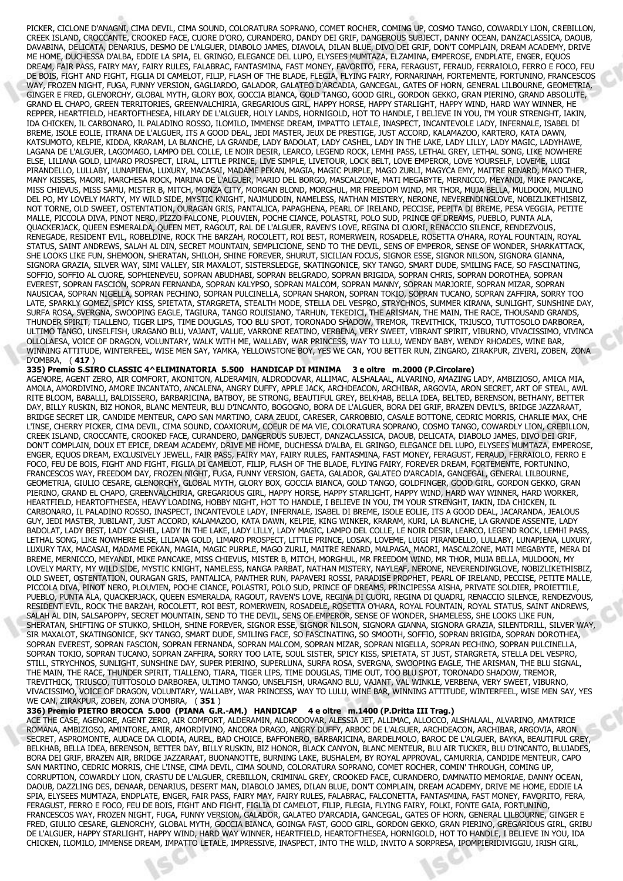PICKER, CICLONE D'ANAGNI, CIMA DEVIL, CIMA SOUND, COLORATURA SOPRANO, COMET ROCHER, COMING UP, COSMO TANGO, COWARDLY LION, CREBILLON, CREEK ISLAND, CROCCANTE, CROOKED FACE, CUORE D'ORO, CURANDERO, DANDY DEI GRIF, DANGEROUS SUBJECT, DANNY OCEAN, DANZACLASSICA, DAOUB, DAVABINA, DELICATA, DENARIUS, DESMO DE L'ALGUER, DIABOLO JAMES, DIAVOLA, DILAN BLUE, DIVO DEI GRIF, DON'T COMPLAIN, DREAM ACADEMY, DRIVE ME HOME, DUCHESSA D'ALBA, EDDIE LA SPIA, EL GRINGO, ELEGANCE DEL LUPO, ELYSEES MUMTAZA, ELZAMINA, EMPEROSE, ENDPLATE, ENGER, EQUOS DREAM, FAIR PASS, FAIRY MAY, FAIRY RULES, FALABRAC, FANTASMINA, FAST MONEY, FAVORITO, FERA, FERAGUST, FERAUD, FERRAIOLO, FERRO E FOCO, FEU DE BOIS, FIGHT AND FIGHT, FIGLIA DI CAMELOT, FILIP, FLASH OF THE BLADE, FLEGIA, FLYING FAIRY, FORNARINAH, FORTEMENTE, FORTUNINO, FRANCESCOS WAY, FROZEN NIGHT, FUGA, FUNNY VERSION, GAGLIARDO, GALADOR, GALATEO D'ARCADIA, GANCEGAL, GATES OF HORN, GENERAL LILBOURNE, GEOMETRIA, GINGER E FRED, GLENORCHY, GLOBAL MYTH, GLORY BOX, GOCCIA BIANCA, GOLD TANGO, GOOD GIRL, GORDON GEKKO, GRAN PIERINO, GRAND ABSOLUTE, GRAND EL CHAPO, GREEN TERRITORIES, GREENVALCHIRIA, GREGARIOUS GIRL, HAPPY HORSE, HAPPY STARLIGHT, HAPPY WIND, HARD WAY WINNER, HE REPPER, HEARTFIELD, HEARTOFTHESEA, HILARY DE L'ALGUER, HOLY LANDS, HORNIGOLD, HOT TO HANDLE, I BELIEVE IN YOU, I'M YOUR STRENGHT, IAKIN, IDA CHICKEN, IL CARBONARO, IL PALADINO ROSSO, ILOMILO, IMMENSE DREAM, IMPATTO LETALE, INASPECT, INCANTEVOLE LADY, INFERNALE, ISABEL DI BREME, ISOLE EOLIE, ITRANA DE L'ALGUER, ITS A GOOD DEAL, JEDI MASTER, JEUX DE PRESTIGE, JUST ACCORD, KALAMAZOO, KARTERO, KATA DAWN, KATSUMOTO, KELPIE, KIDDA, KRARAM, LA BLANCHE, LA GRANDE, LADY BADOLAT, LADY CASHEL, LADY IN THE LAKE, LADY LILLY, LADY MAGIC, LADYHAWE, LAGANA DE L'ALGUER, LAGOMAGO, LAMPO DEL COLLE, LE NOIR DESIR, LEARCO, LEGEND ROCK, LEMHI PASS, LETHAL GREY, LETHAL SONG, LIKE NOWHERE ELSE, LILIANA GOLD, LIMARO PROSPECT, LIRAL, LITTLE PRINCE, LIVE SIMPLE, LIVETOUR, LOCK BELT, LOVE EMPEROR, LOVE YOURSELF, LOVEME, LUIGI PIRANDELLO, LULLABY, LUNAPIENA, LUXURY, MACASAI, MADAME PEKAN, MAGIA, MAGIC PURPLE, MAGO ZURLI, MAGYCA EMY, MAITRE RENARD, MAKO THER, MANY KISSES, MAORI, MARCHESA ROCK, MARINA DE L'ALGUER, MARIO DEL BORGO, MASCALZONE, MATI MEGABYTE, MERNICCO, MEYANDI, MIKE PANCAKE, MISS CHIEVUS, MISS SAMU, MISTER B, MITCH, MONZA CITY, MORGAN BLOND, MORGHUL, MR FREEDOM WIND, MR THOR, MUJA BELLA, MULDOON, MULINO DEL PO, MY LOVELY MARTY, MY WILD SIDE, MYSTIC KNIGHT, NAJMUDDIN, NAMELESS, NATHAN MISTERY, NERONE, NEVERENDINGLOVE, NOBIZLIKETHISBIZ, NOT TORNE, OLD SWEET, OSTENTATION, OURAGAN GRIS, PANTALICA, PAPAGHENA, PEARL OF IRELAND, PECCISE, PEPITA DI BREME, PESA VEGGIA, PETITE MALLE, PICCOLA DIVA, PINOT NERO, PIZZO FALCONE, PLOUVIEN, POCHE CIANCE, POLASTRI, POLO SUD, PRINCE OF DREAMS, PUEBLO, PUNTA ALA, QUACKERJACK, QUEEN ESMERALDA, QUEEN MET, RAGOUT, RAL DE L'ALGUER, RAVEN'S LOVE, REGINA DI CUORI, RENACCIO SILENCE, RENDEZVOUS, RENEGADE, RESIDENT EVIL, ROBELDINE, ROCK THE BARZAH, ROCOLETT, ROI BEST, ROMERWEIN, ROSADELE, ROSETTA O'HARA, ROYAL FOUNTAIN, ROYAL STATUS, SAINT ANDREWS, SALAH AL DIN, SECRET MOUNTAIN, SEMPLICIONE, SEND TO THE DEVIL, SENS OF EMPEROR, SENSE OF WONDER, SHARKATTACK, SHE LOOKS LIKE FUN, SHEMOON, SHERATAN, SHILOH, SHINE FOREVER, SHURUT, SICILIAN FOCUS, SIGNOR ESSE, SIGNOR NILSON, SIGNORA GIANNA, SIGNORA GRAZIA, SILVER WAY, SIMI VALLEY, SIR MAXALOT, SISTERSLEDGE, SKATINGONICE, SKY TANGO, SMART DUDE, SMILING FACE, SO FASCINATING, SOFFIO, SOFFIO AL CUORE, SOPHIENEVEU, SOPRAN ABUDHABI, SOPRAN BELGRADO, SOPRAN BRIGIDA, SOPRAN CHRIS, SOPRAN DOROTHEA, SOPRAN EVEREST, SOPRAN FASCION, SOPRAN FERNANDA, SOPRAN KALYPSO, SOPRAN MALCOM, SOPRAN MANNY, SOPRAN MARJORIE, SOPRAN MIZAR, SOPRAN NAUSICAA, SOPRAN NIGELLA, SOPRAN PECHINO, SOPRAN PULCINELLA, SOPRAN SHARON, SOPRAN TOKIO, SOPRAN TUCANO, SOPRAN ZAFFIRA, SORRY TOO LATE, SPARKLY GOMEZ, SPICY KISS, SPIETATA, STARGRETA, STEALTH MODE, STELLA DEL VESPRO, STRYCHNOS, SUMMER KIRANA, SUNLIGHT, SUNSHINE DAY, SURFA ROSA, SVERGNA, SWOOPING EAGLE, TAGIURA, TANGO ROUISIANO, TARHUN, TEKEDICI, THE ARISMAN, THE MAIN, THE RACE, THOUSAND GRANDS, THUNDER SPIRIT, TIALLENO, TIGER LIPS, TIME DOUGLAS, TOO BLU SPOT, TORONADO SHADOW, TREMOR, TREVITHICK, TRIUSCO, TUTTOSOLO DARBOREA, ULTIMO TANGO, UNSELFISH, URAGANO BLU, VAJANT, VALUE, VARRONE REATINO, VERBENA, VERY SWEET, VIBRANT SPIRIT, VIBURNO, VIVACISSIMO, VIVINCA OLLOLAESA, VOICE OF DRAGON, VOLUNTARY, WALK WITH ME, WALLABY, WAR PRINCESS, WAY TO LULU, WENDY BABY, WENDY RHOADES, WINE BAR, WINNING ATTITUDE, WINTERFEEL, WISE MEN SAY, YAMKA, YELLOWSTONE BOY, YES WE CAN, YOU BETTER RUN, ZINGARO, ZIRAKPUR, ZIVERI, ZOBEN, ZONA D'OMBRA, ( **417** )

**335) Premio S.SIRO CLASSIC 4^ELIMINATORIA 5.500 HANDICAP DI MINIMA 3 e oltre m.2000 (P.Circolare)**

AGENORE, AGENT ZERO, AIR COMFORT, AKONITON, ALDERAMIN, ALDRODOVAR, ALLIMAC, ALSHALAAL, ALVARINO, AMAZING LADY, AMBIZIOSO, AMICA MIA, AMOLA, AMORDIVINO, AMORE INCANTATO, ANCALENA, ANGRY DUFFY, APPLE JACK, ARCHDEACON, ARCHIBAR, ARGOVIA, ARON SECRET, ART OF STEAL, AWL RITE BLOOM, BABALLI, BALDISSERO, BARBARICINA, BATBOY, BE STRONG, BEAUTIFUL GREY, BELKHAB, BELLA IDEA, BELTED, BERENSON, BETHANY, BETTER DAY, BILLY RUSKIN, BIZ HONOR, BLANC MENTEUR, BLU D'INCANTO, BOGOGNO, BORA DE L'ALGUER, BORA DEI GRIF, BRAZEN DEVIL'S, BRIDGE JAZZARAAT, BRIDGE SECRET LIR, CANDIDE MENTEUR, CAPO SAN MARTINO, CARA ZEUDI, CARESER, CARROBBIO, CASALE BOTTONE, CEDRIC MORRIS, CHARLIE MAX, CHE L'INSE, CHERRY PICKER, CIMA DEVIL, CIMA SOUND, COAXIORUM, COEUR DE MA VIE, COLORATURA SOPRANO, COSMO TANGO, COWARDLY LION, CREBILLON, CREEK ISLAND, CROCCANTE, CROOKED FACE, CURANDERO, DANGEROUS SUBJECT, DANZACLASSICA, DAOUB, DELICATA, DIABOLO JAMES, DIVO DEI GRIF, DON'T COMPLAIN, DOUX ET EPICE, DREAM ACADEMY, DRIVE ME HOME, DUCHESSA D'ALBA, EL GRINGO, ELEGANCE DEL LUPO, ELYSEES MUMTAZA, EMPEROSE, ENGER, EQUOS DREAM, EXCLUSIVELY JEWELL, FAIR PASS, FAIRY MAY, FAIRY RULES, FANTASMINA, FAST MONEY, FERAGUST, FERAUD, FERRAIOLO, FERRO E FOCO, FEU DE BOIS, FIGHT AND FIGHT, FIGLIA DI CAMELOT, FLASH OF THE BLADE, FLYING FAIRY, FOREVER DREAM, FORTEMENTE, FORTUNINO, FRANCESCOS WAY, FREEDOM DAY, FROZEN NIGHT, FUGA, FUNNY VERSION, GAETA, GALADOR, GALATEO D'ARCADIA, GANCEGAL, GENERAL LILBOURNE, GEOMETRIA, GIULIO CESARE, GLENORCHY, GLOBAL MYTH, GLORY BOX, GOCCIA BIANCA, GOLD TANGO, GOLDFINGER, GOOD GIRL, GORDON GEKKO, GRAN PIERINO, GRAND EL CHAPO, GREENVALCHIRIA, GREGARIOUS GIRL, HAPPY HORSE, HAPPY STARLIGHT, HAPPY WIND, HARD WAY WINNER, HARD WORKER, HEARTFIELD, HEARTOFTHESEA, HEAVY LOADING, HOBBY NIGHT, HOT TO HANDLE, I BELIEVE IN YOU, I'M YOUR STRENGHT, IAKIN, IDA CHICKEN, IL CARBONARO, IL PALADINO ROSSO, INASPECT, INCANTEVOLE LADY, INFERNALE, ISABEL DI BREME, ISOLE EOLIE, ITS A GOOD DEAL, JACARANDA, JEALOUS GUY, JEDI MASTER, JUBILANT, JUST ACCORD, KALAMAZOO, KATA DAWN, KELPIE, KING WINKER, KRARAM, KURI, LA BLANCHE, LA GRANDE ASSENTE, LADY BADOLAT, LADY BEST, LADY CASHEL, LADY IN THE LAKE, LADY LILLY, LADY MAGIC, LAMPO DEL COLLE, LE NOIR DESIR, LEARCO, LEGEND ROCK, LEMHI PASS, LETHAL SONG, LIKE NOWHERE ELSE, LILIANA GOLD, LIMARO PROSPECT, LITTLE PRINCE, LOSAK, LOVEME, LUIGI PIRANDELLO, LULLABY, LUNAPIENA, LUXURY, LUXURY TAX, MACASAI, MADAME PEKAN, MAGIA, MAGIC PURPLE, MAGO ZURLI, MAITRE RENARD, MALPAGA, MAORI, MASCALZONE, MATI MEGABYTE, MERA DI BREME, MERNICCO, MEYANDI, MIKE PANCAKE, MISS CHIEVUS, MISTER B, MITCH, MORGHUL, MR FREEDOM WIND, MR THOR, MUJA BELLA, MULDOON, MY LOVELY MARTY, MY WILD SIDE, MYSTIC KNIGHT, NAMELESS, NANGA PARBAT, NATHAN MISTERY, NAYLEAF, NERONE, NEVERENDINGLOVE, NOBIZLIKETHISBIZ, OLD SWEET, OSTENTATION, OURAGAN GRIS, PANTALICA, PANTHER RUN, PAPAVERI ROSSI, PARADISE PROPHET, PEARL OF IRELAND, PECCISE, PETITE MALLE, PICCOLA DIVA, PINOT NERO, PLOUVIEN, POCHE CIANCE, POLASTRI, POLO SUD, PRINCE OF DREAMS, PRINCIPESSA AISHA, PRIVATE SOLDIER, PROIETTILE, PUEBLO, PUNTA ALA, QUACKERJACK, QUEEN ESMERALDA, RAGOUT, RAVEN'S LOVE, REGINA DI CUORI, REGINA DI QUADRI, RENACCIO SILENCE, RENDEZVOUS, RESIDENT EVIL, ROCK THE BARZAH, ROCOLETT, ROI BEST, ROMERWEIN, ROSADELE, ROSETTA O'HARA, ROYAL FOUNTAIN, ROYAL STATUS, SAINT ANDREWS, SALAH AL DIN, SALSAPOPPY, SECRET MOUNTAIN, SEND TO THE DEVIL, SENS OF EMPEROR, SENSE OF WONDER, SHAMELESS, SHE LOOKS LIKE FUN, SHERATAN, SHIFTING OF STUKKO, SHILOH, SHINE FOREVER, SIGNOR ESSE, SIGNOR NILSON, SIGNORA GIANNA, SIGNORA GRAZIA, SILENTDRILL, SILVER WAY, SIR MAXALOT, SKATINGONICE, SKY TANGO, SMART DUDE, SMILING FACE, SO FASCINATING, SO SMOOTH, SOFFIO, SOPRAN BRIGIDA, SOPRAN DOROTHEA, SOPRAN EVEREST, SOPRAN FASCION, SOPRAN FERNANDA, SOPRAN MALCOM, SOPRAN MIZAR, SOPRAN NIGELLA, SOPRAN PECHINO, SOPRAN PULCINELLA, SOPRAN TOKIO, SOPRAN TUCANO, SOPRAN ZAFFIRA, SORRY TOO LATE, SOUL SISTER, SPICY KISS, SPIETATA, ST JUST, STARGRETA, STELLA DEL VESPRO, STILL, STRYCHNOS, SUNLIGHT, SUNSHINE DAY, SUPER PIERINO, SUPERLUNA, SURFA ROSA, SVERGNA, SWOOPING EAGLE, THE ARISMAN, THE BLU SIGNAL, THE MAIN, THE RACE, THUNDER SPIRIT, TIALLENO, TIARA, TIGER LIPS, TIME DOUGLAS, TIME OUT, TOO BLU SPOT, TORONADO SHADOW, TREMOR, TREVITHICK, TRIUSCO, TUTTOSOLO DARBOREA, ULTIMO TANGO, UNSELFISH, URAGANO BLU, VAJANT, VAL WINKLE, VERBENA, VERY SWEET, VIBURNO, VIVACISSIMO, VOICE OF DRAGON, VOLUNTARY, WALLABY, WAR PRINCESS, WAY TO LULU, WINE BAR, WINNING ATTITUDE, WINTERFEEL, WISE MEN SAY, YES WE CAN, ZIRAKPUR, ZOBEN, ZONA D'OMBRA, ( **351** )

**336) Premio PIETRO BROCCA 5.000 (PIANA G.R.-AM.) HANDICAP 4 e oltre m.1400 (P.Dritta III Trag.)**

ACE THE CASE, AGENORE, AGENT ZERO, AIR COMFORT, ALDERAMIN, ALDRODOVAR, ALESSIA JET, ALLIMAC, ALLOCCO, ALSHALAAL, ALVARINO, AMATRICE ROMANA, AMBIZIOSO, AMINTORE, AMIR, AMORDIVINO, ANCORA DRAGO, ANGRY DUFFY, ARBOC DE L'ALGUER, ARCHDEACON, ARCHIBAR, ARGOVIA, ARON SECRET, ASPROMONTE, AUDACE DA CLODIA, AUREL, BAD CHOICE, BAFFONERO, BARBARICINA, BARDELMOLO, BAROC DE L'ALGUER, BAYKA, BEAUTIFUL GREY, BELKHAB, BELLA IDEA, BERENSON, BETTER DAY, BILLY RUSKIN, BIZ HONOR, BLACK CANYON, BLANC MENTEUR, BLU AIR TUCKER, BLU D'INCANTO, BLUJADES, BORA DEI GRIF, BRAZEN AIR, BRIDGE JAZZARAAT, BUONANOTTE, BURNING LAKE, BUSHALEM, BY ROYAL APPROVAL, CAMURRIA, CANDIDE MENTEUR, CAPO SAN MARTINO, CEDRIC MORRIS, CHE L'INSE, CIMA DEVIL, CIMA SOUND, COLORATURA SOPRANO, COMET ROCHER, COMIN' THROUGH, COMING UP, CORRUPTION, COWARDLY LION, CRASTU DE L'ALGUER, CREBILLON, CRIMINAL GREY, CROOKED FACE, CURANDERO, DAMNATIO MEMORIAE, DANNY OCEAN, DAOUB, DAZZLING DES, DENAAR, DENARIUS, DESERT MAN, DIABOLO JAMES, DILAN BLUE, DON'T COMPLAIN, DREAM ACADEMY, DRIVE ME HOME, EDDIE LA SPIA, ELYSEES MUMTAZA, ENDPLATE, ENGER, FAIR PASS, FAIRY MAY, FAIRY RULES, FALABRAC, FALCONETTA, FANTASMINA, FAST MONEY, FAVORITO, FERA, FERAGUST, FERRO E FOCO, FEU DE BOIS, FIGHT AND FIGHT, FIGLIA DI CAMELOT, FILIP, FLEGIA, FLYING FAIRY, FOLKI, FONTE GAIA, FORTUNINO, FRANCESCOS WAY, FROZEN NIGHT, FUGA, FUNNY VERSION, GALADOR, GALATEO D'ARCADIA, GANCEGAL, GATES OF HORN, GENERAL LILBOURNE, GINGER E FRED, GIULIO CESARE, GLENORCHY, GLOBAL MYTH, GOCCIA BIANCA, GOINGA FAST, GOOD GIRL, GORDON GEKKO, GRAN PIERINO, GREGARIOUS GIRL, GRIBU DE L'ALGUER, HAPPY STARLIGHT, HAPPY WIND, HARD WAY WINNER, HEARTFIELD, HEARTOFTHESEA, HORNIGOLD, HOT TO HANDLE, I BELIEVE IN YOU, IDA CHICKEN, ILOMILO, IMMENSE DREAM, IMPATTO LETALE, IMPRESSIVE, INASPECT, INTO THE WILD, INVITO A SORPRESA, IPOMPIERIDIVIGGIU, IRISH GIRL,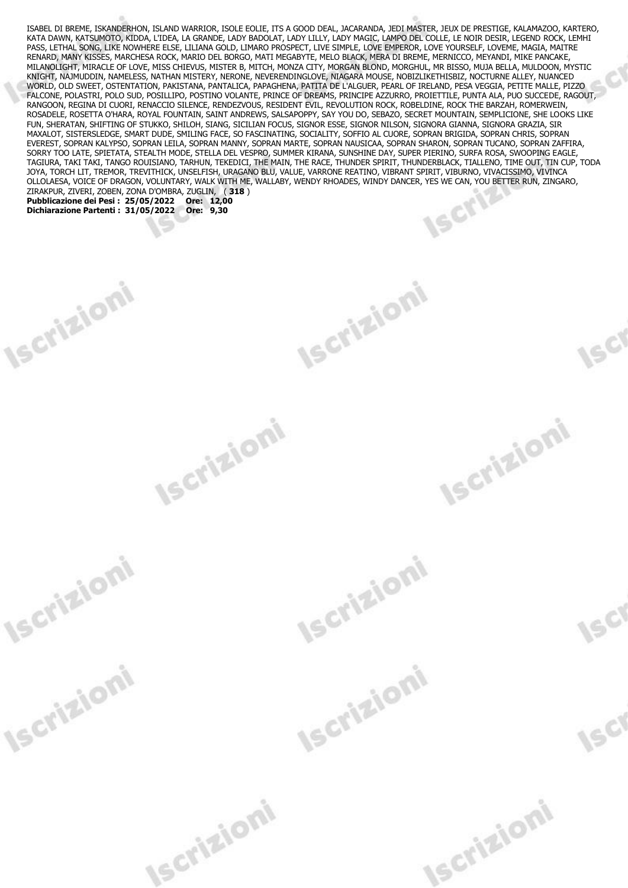ISABEL DI BREME, ISKANDERHON, ISLAND WARRIOR, ISOLE EOLIE, ITS A GOOD DEAL, JACARANDA, JEDI MASTER, JEUX DE PRESTIGE, KALAMAZOO, KARTERO, KATA DAWN, KATSUMOTO, KIDDA, L'IDEA, LA GRANDE, LADY BADOLAT, LADY LILLY, LADY MAGIC, LAMPO DEL COLLE, LE NOIR DESIR, LEGEND ROCK, LEMHI PASS, LETHAL SONG, LIKE NOWHERE ELSE, LILIANA GOLD, LIMARO PROSPECT, LIVE SIMPLE, LOVE EMPEROR, LOVE YOURSELF, LOVEME, MAGIA, MAITRE RENARD, MANY KISSES, MARCHESA ROCK, MARIO DEL BORGO, MATI MEGABYTE, MELO BLACK, MERA DI BREME, MERNICCO, MEYANDI, MIKE PANCAKE, MILANOLIGHT, MIRACLE OF LOVE, MISS CHIEVUS, MISTER B, MITCH, MONZA CITY, MORGAN BLOND, MORGHUL, MR BISSO, MUJA BELLA, MULDOON, MYSTIC KNIGHT, NAJMUDDIN, NAMELESS, NATHAN MISTERY, NERONE, NEVERENDINGLOVE, NIAGARA MOUSE, NOBIZLIKETHISBIZ, NOCTURNE ALLEY, NUANCED WORLD, OLD SWEET, OSTENTATION, PAKISTANA, PANTALICA, PAPAGHENA, PATITA DE L'ALGUER, PEARL OF IRELAND, PESA VEGGIA, PETITE MALLE, PIZZO FALCONE, POLASTRI, POLO SUD, POSILLIPO, POSTINO VOLANTE, PRINCE OF DREAMS, PRINCIPE AZZURRO, PROIETTILE, PUNTA ALA, PUO SUCCEDE, RAGOUT, RANGOON, REGINA DI CUORI, RENACCIO SILENCE, RENDEZVOUS, RESIDENT EVIL, REVOLUTION ROCK, ROBELDINE, ROCK THE BARZAH, ROMERWEIN, ROSADELE, ROSETTA O'HARA, ROYAL FOUNTAIN, SAINT ANDREWS, SALSAPOPPY, SAY YOU DO, SEBAZO, SECRET MOUNTAIN, SEMPLICIONE, SHE LOOKS LIKE FUN, SHERATAN, SHIFTING OF STUKKO, SHILOH, SIANG, SICILIAN FOCUS, SIGNOR ESSE, SIGNOR NILSON, SIGNORA GIANNA, SIGNORA GRAZIA, SIR MAXALOT, SISTERSLEDGE, SMART DUDE, SMILING FACE, SO FASCINATING, SOCIALITY, SOFFIO AL CUORE, SOPRAN BRIGIDA, SOPRAN CHRIS, SOPRAN EVEREST, SOPRAN KALYPSO, SOPRAN LEILA, SOPRAN MANNY, SOPRAN MARTE, SOPRAN NAUSICAA, SOPRAN SHARON, SOPRAN TUCANO, SOPRAN ZAFFIRA, SORRY TOO LATE, SPIETATA, STEALTH MODE, STELLA DEL VESPRO, SUMMER KIRANA, SUNSHINE DAY, SUPER PIERINO, SURFA ROSA, SWOOPING EAGLE, TAGIURA, TAKI TAKI, TANGO ROUISIANO, TARHUN, TEKEDICI, THE MAIN, THE RACE, THUNDER SPIRIT, THUNDERBLACK, TIALLENO, TIME OUT, TIN CUP, TODA JOYA, TORCH LIT, TREMOR, TREVITHICK, UNSELFISH, URAGANO BLU, VALUE, VARRONE REATINO, VIBRANT SPIRIT, VIBURNO, VIVACISSIMO, VIVINCA OLLOLAESA, VOICE OF DRAGON, VOLUNTARY, WALK WITH ME, WALLABY, WENDY RHOADES, WINDY DANCER, YES WE CAN, YOU BETTER RUN, ZINGARO, ZIRAKPUR, ZIVERI, ZOBEN, ZONA D'OMBRA, ZUGLIN, ( **318** )

**Pubblicazione dei Pesi : 25/05/2022 Ore: 12,00**
**Dichiarazione Partenti : 31/05/2022 Ore: 9,30**